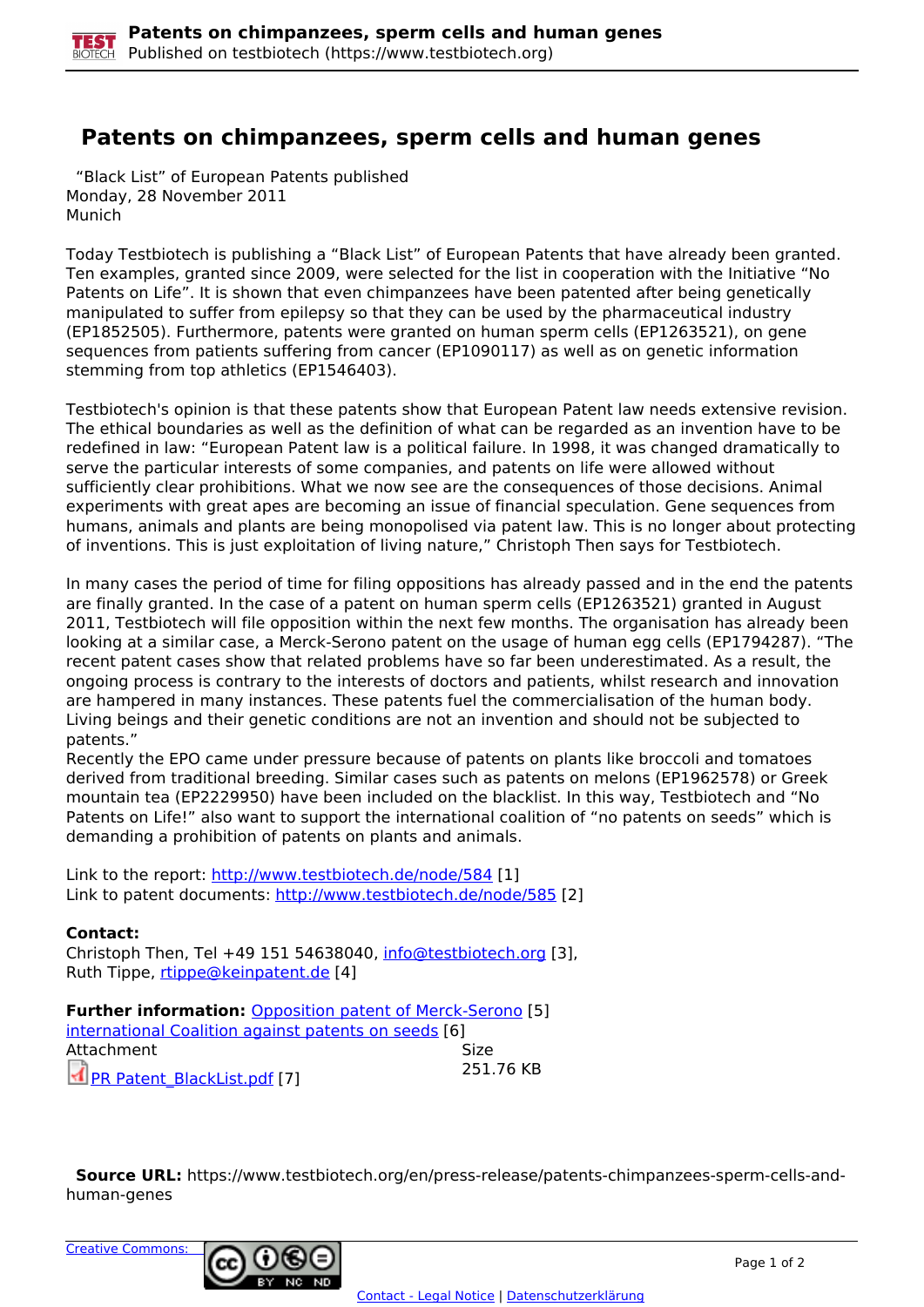# Patents on chimpanzees, sperm cells and human genes

"Black List" of European Patents published
Monday, 28 November 2011
Munich

Today Testbiotech is publishing a "Black List" of European Patents that have already been granted. Ten examples, granted since 2009, were selected for the list in cooperation with the Initiative "No Patents on Life". It is shown that even chimpanzees have been patented after being genetically manipulated to suffer from epilepsy so that they can be used by the pharmaceutical industry (EP1852505). Furthermore, patents were granted on human sperm cells (EP1263521), on gene sequences from patients suffering from cancer (EP1090117) as well as on genetic information stemming from top athletics (EP1546403).

Testbiotech's opinion is that these patents show that European Patent law needs extensive revision. The ethical boundaries as well as the definition of what can be regarded as an invention have to be redefined in law: "European Patent law is a political failure. In 1998, it was changed dramatically to serve the particular interests of some companies, and patents on life were allowed without sufficiently clear prohibitions. What we now see are the consequences of those decisions. Animal experiments with great apes are becoming an issue of financial speculation. Gene sequences from humans, animals and plants are being monopolised via patent law. This is no longer about protecting of inventions. This is just exploitation of living nature," Christoph Then says for Testbiotech.

In many cases the period of time for filing oppositions has already passed and in the end the patents are finally granted. In the case of a patent on human sperm cells (EP1263521) granted in August 2011, Testbiotech will file opposition within the next few months. The organisation has already been looking at a similar case, a Merck-Serono patent on the usage of human egg cells (EP1794287). "The recent patent cases show that related problems have so far been underestimated. As a result, the ongoing process is contrary to the interests of doctors and patients, whilst research and innovation are hampered in many instances. These patents fuel the commercialisation of the human body. Living beings and their genetic conditions are not an invention and should not be subjected to patents."
Recently the EPO came under pressure because of patents on plants like broccoli and tomatoes derived from traditional breeding. Similar cases such as patents on melons (EP1962578) or Greek mountain tea (EP2229950) have been included on the blacklist. In this way, Testbiotech and "No Patents on Life!" also want to support the international coalition of "no patents on seeds" which is demanding a prohibition of patents on plants and animals.

Link to the report: http://www.testbiotech.de/node/584 [1]
Link to patent documents: http://www.testbiotech.de/node/585 [2]

**Contact:**
Christoph Then, Tel +49 151 54638040, info@testbiotech.org [3],
Ruth Tippe, rtippe@keinpatent.de [4]

**Further information:** Opposition patent of Merck-Serono [5]
international Coalition against patents on seeds [6]

| Attachment | Size |
|---|---|
| PR Patent_BlackList.pdf [7] | 251.76 KB |

**Source URL:** https://www.testbiotech.org/en/press-release/patents-chimpanzees-sperm-cells-and-human-genes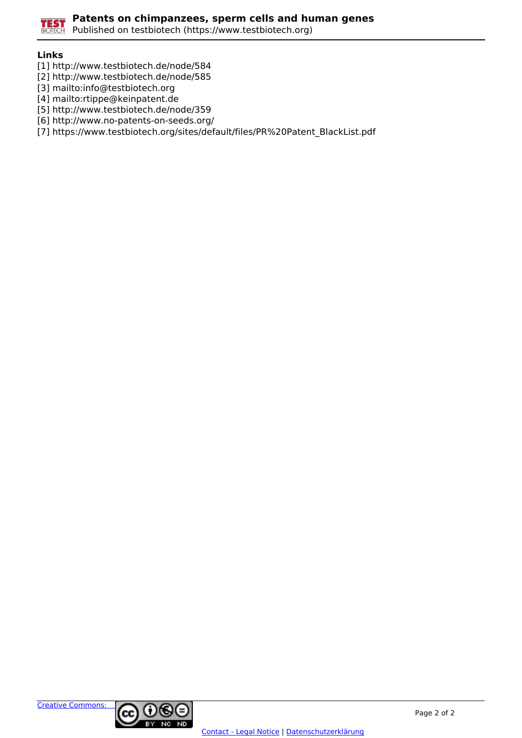**Links**

[1] http://www.testbiotech.de/node/584
[2] http://www.testbiotech.de/node/585
[3] mailto:info@testbiotech.org
[4] mailto:rtippe@keinpatent.de
[5] http://www.testbiotech.de/node/359
[6] http://www.no-patents-on-seeds.org/
[7] https://www.testbiotech.org/sites/default/files/PR%20Patent_BlackList.pdf